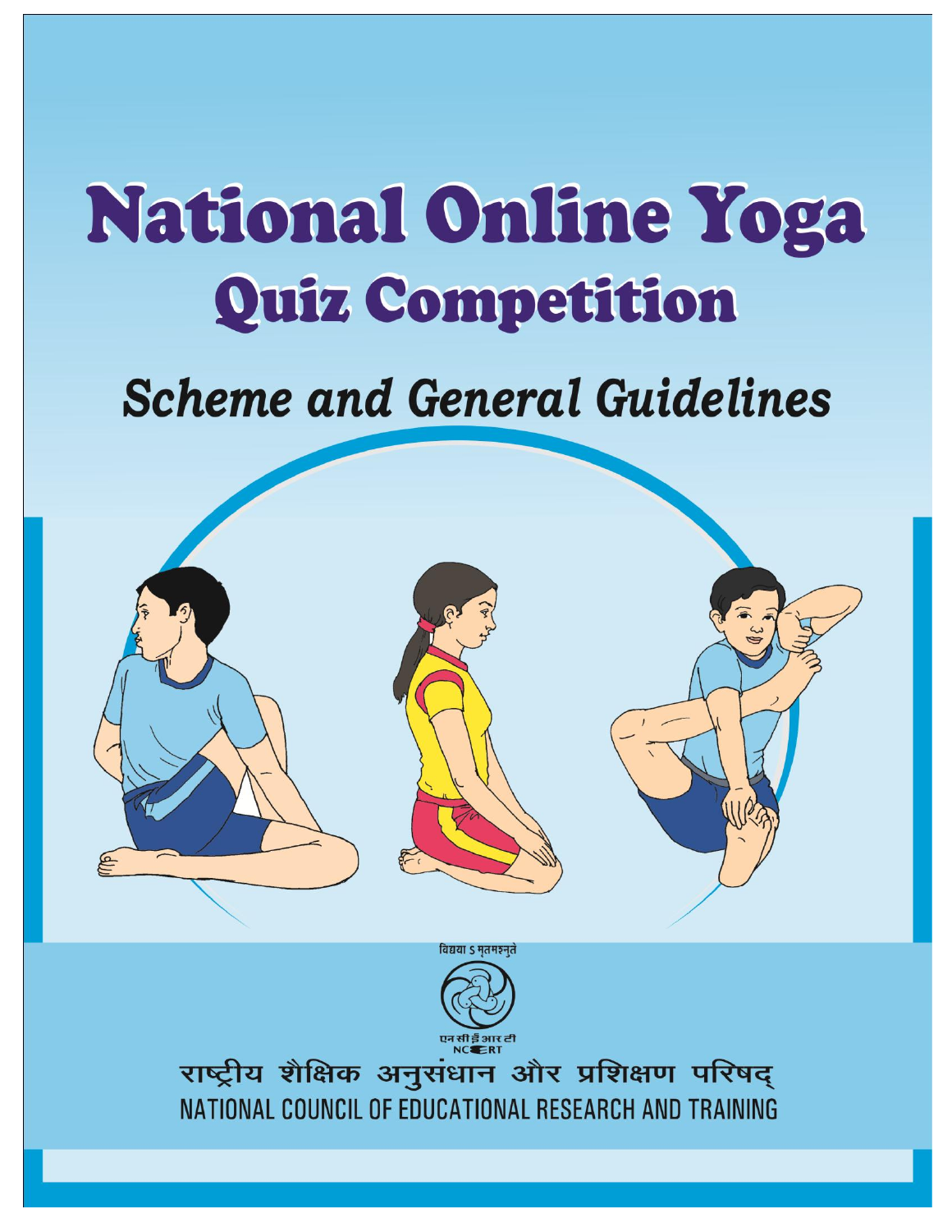# National Online Yoga Quiz Competition

## *Scheme and General Guidelines*

विद्यया ऽमृतमश्नुते

एन सी ई आर टी
NCERT

राष्ट्रीय शैक्षिक अनुसंधान और प्रशिक्षण परिषद्
NATIONAL COUNCIL OF EDUCATIONAL RESEARCH AND TRAINING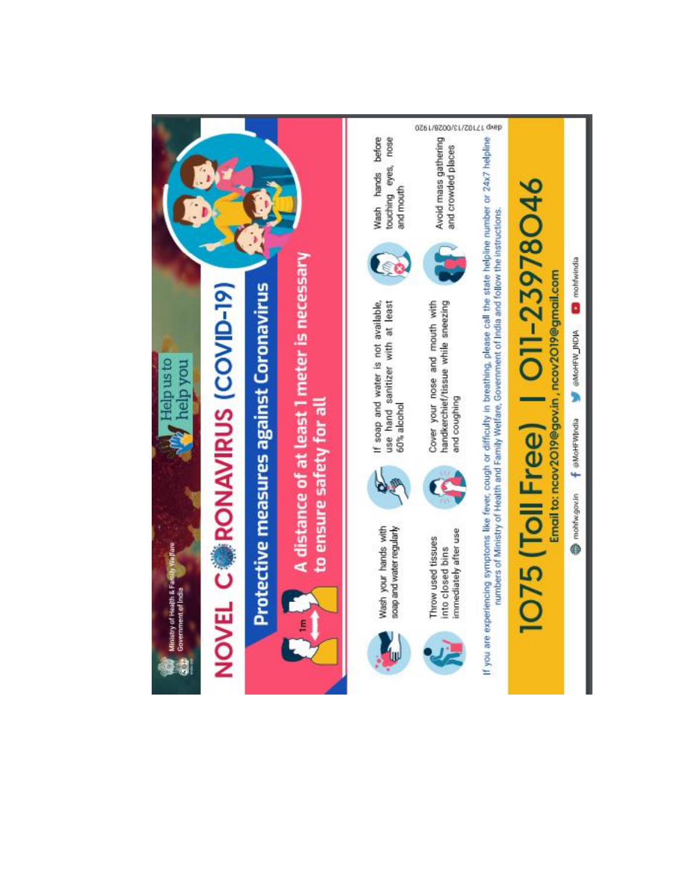Ministry of Health & Family Welfare
Government of India

Help us to help you

# NOVEL CORONAVIRUS (COVID-19)

## Protective measures against Coronavirus

**A distance of at least 1 meter is necessary to ensure safety for all**

1m

- Wash your hands with soap and water regularly
- If soap and water is not available, use hand sanitizer with at least 60% alcohol
- Wash hands before touching eyes, nose and mouth
- Throw used tissues into closed bins immediately after use
- Cover your nose and mouth with handkerchief/tissue while sneezing and coughing
- Avoid mass gathering and crowded places

davp 17102/13/0028/1920

If you are experiencing symptoms like fever, cough or difficulty in breathing, please call the state helpline number or 24x7 helpline numbers of Ministry of Health and Family Welfare, Government of India and follow the instructions.

## 1075 (Toll Free) | 011-23978046

Email to: ncov2019@gov.in , ncov2019@gmail.com

mohfw.gov.in | @MoHFWIndia | @MoHFW_INDIA | mohfwindia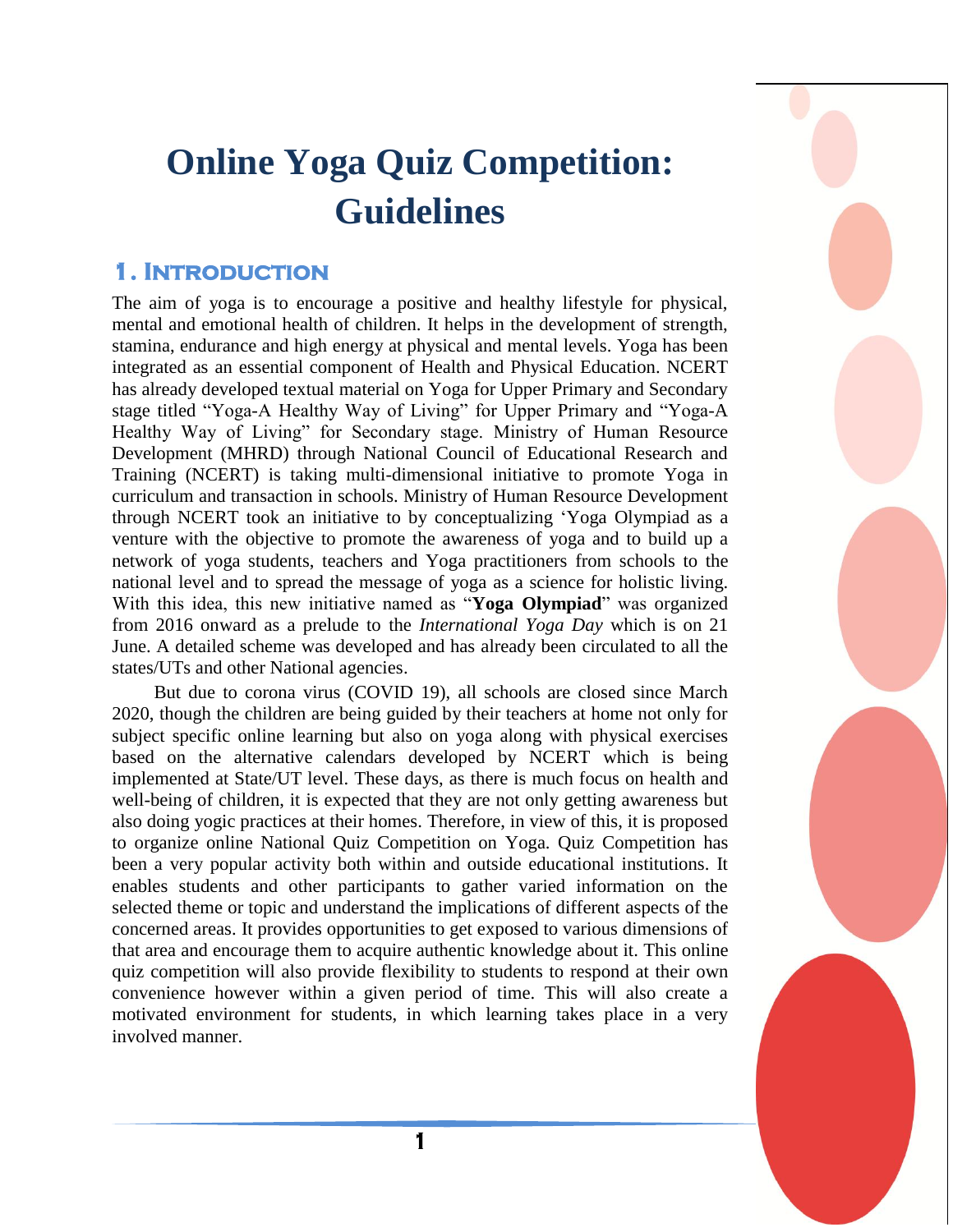# Online Yoga Quiz Competition: Guidelines

## 1. Introduction

The aim of yoga is to encourage a positive and healthy lifestyle for physical, mental and emotional health of children. It helps in the development of strength, stamina, endurance and high energy at physical and mental levels. Yoga has been integrated as an essential component of Health and Physical Education. NCERT has already developed textual material on Yoga for Upper Primary and Secondary stage titled "Yoga-A Healthy Way of Living" for Upper Primary and "Yoga-A Healthy Way of Living" for Secondary stage. Ministry of Human Resource Development (MHRD) through National Council of Educational Research and Training (NCERT) is taking multi-dimensional initiative to promote Yoga in curriculum and transaction in schools. Ministry of Human Resource Development through NCERT took an initiative to by conceptualizing 'Yoga Olympiad as a venture with the objective to promote the awareness of yoga and to build up a network of yoga students, teachers and Yoga practitioners from schools to the national level and to spread the message of yoga as a science for holistic living. With this idea, this new initiative named as "**Yoga Olympiad**" was organized from 2016 onward as a prelude to the *International Yoga Day* which is on 21 June. A detailed scheme was developed and has already been circulated to all the states/UTs and other National agencies.

But due to corona virus (COVID 19), all schools are closed since March 2020, though the children are being guided by their teachers at home not only for subject specific online learning but also on yoga along with physical exercises based on the alternative calendars developed by NCERT which is being implemented at State/UT level. These days, as there is much focus on health and well-being of children, it is expected that they are not only getting awareness but also doing yogic practices at their homes. Therefore, in view of this, it is proposed to organize online National Quiz Competition on Yoga. Quiz Competition has been a very popular activity both within and outside educational institutions. It enables students and other participants to gather varied information on the selected theme or topic and understand the implications of different aspects of the concerned areas. It provides opportunities to get exposed to various dimensions of that area and encourage them to acquire authentic knowledge about it. This online quiz competition will also provide flexibility to students to respond at their own convenience however within a given period of time. This will also create a motivated environment for students, in which learning takes place in a very involved manner.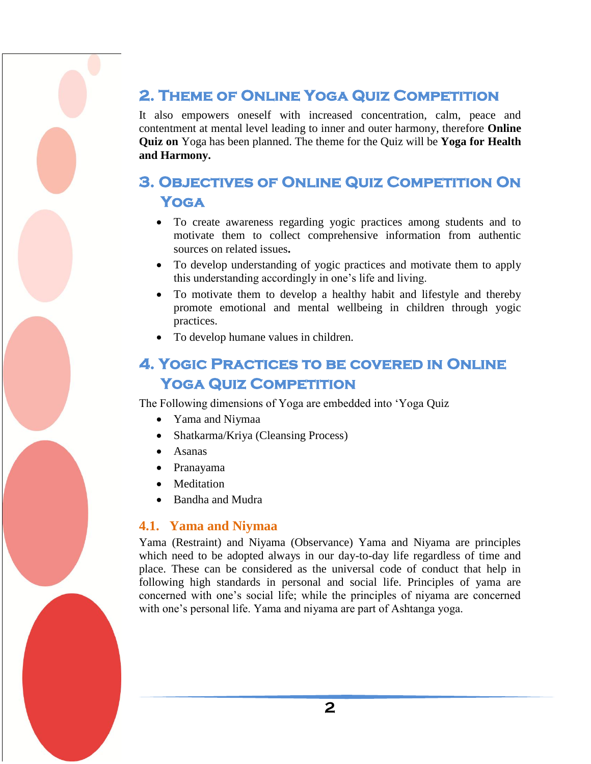## 2. Theme of Online Yoga Quiz Competition

It also empowers oneself with increased concentration, calm, peace and contentment at mental level leading to inner and outer harmony, therefore **Online Quiz on** Yoga has been planned. The theme for the Quiz will be **Yoga for Health and Harmony.**

## 3. Objectives of Online Quiz Competition On Yoga

- To create awareness regarding yogic practices among students and to motivate them to collect comprehensive information from authentic sources on related issues**.**
- To develop understanding of yogic practices and motivate them to apply this understanding accordingly in one's life and living.
- To motivate them to develop a healthy habit and lifestyle and thereby promote emotional and mental wellbeing in children through yogic practices.
- To develop humane values in children.

## 4. Yogic Practices to be covered in Online Yoga Quiz Competition

The Following dimensions of Yoga are embedded into 'Yoga Quiz

- Yama and Niymaa
- Shatkarma/Kriya (Cleansing Process)
- Asanas
- Pranayama
- Meditation
- Bandha and Mudra

### 4.1. Yama and Niymaa

Yama (Restraint) and Niyama (Observance) Yama and Niyama are principles which need to be adopted always in our day-to-day life regardless of time and place. These can be considered as the universal code of conduct that help in following high standards in personal and social life. Principles of yama are concerned with one's social life; while the principles of niyama are concerned with one's personal life. Yama and niyama are part of Ashtanga yoga.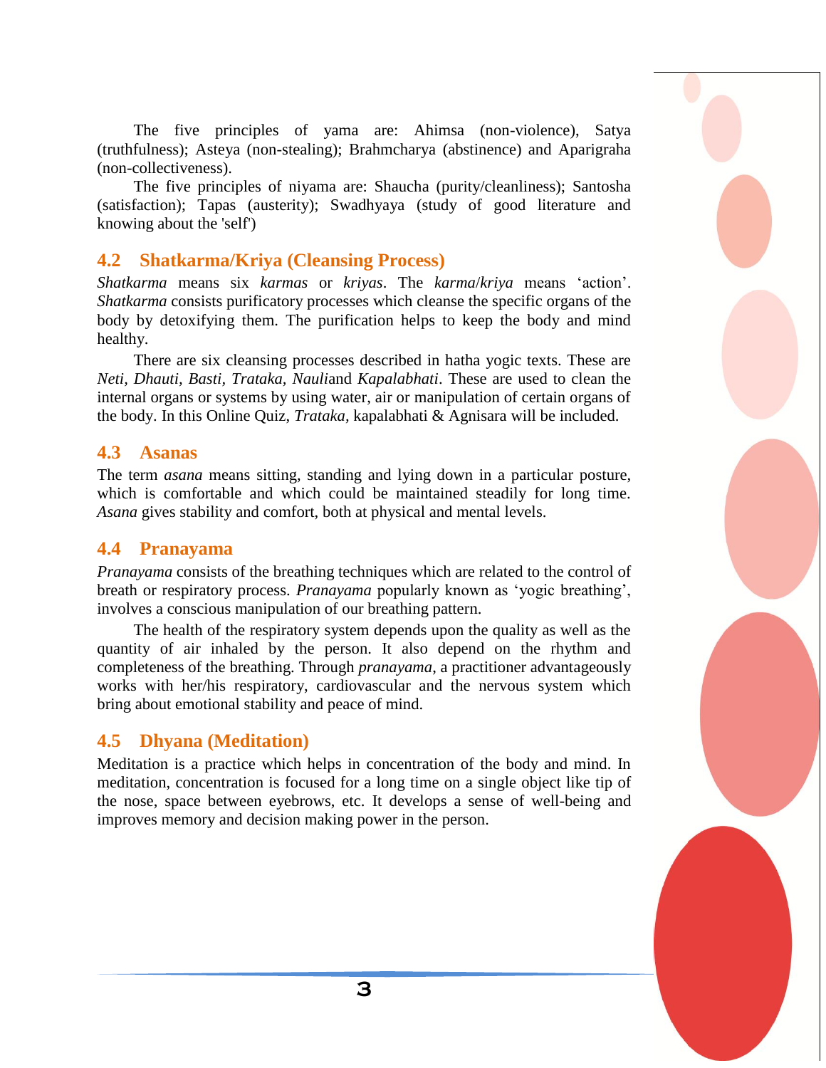The five principles of yama are: Ahimsa (non-violence), Satya (truthfulness); Asteya (non-stealing); Brahmcharya (abstinence) and Aparigraha (non-collectiveness).

The five principles of niyama are: Shaucha (purity/cleanliness); Santosha (satisfaction); Tapas (austerity); Swadhyaya (study of good literature and knowing about the 'self')

## 4.2 Shatkarma/Kriya (Cleansing Process)

*Shatkarma* means six *karmas* or *kriyas*. The *karma*/*kriya* means 'action'. *Shatkarma* consists purificatory processes which cleanse the specific organs of the body by detoxifying them. The purification helps to keep the body and mind healthy.

There are six cleansing processes described in hatha yogic texts. These are *Neti*, *Dhauti*, *Basti*, *Trataka*, *Nauli*and *Kapalabhati*. These are used to clean the internal organs or systems by using water, air or manipulation of certain organs of the body. In this Online Quiz, *Trataka*, kapalabhati & Agnisara will be included.

## 4.3 Asanas

The term *asana* means sitting, standing and lying down in a particular posture, which is comfortable and which could be maintained steadily for long time. *Asana* gives stability and comfort, both at physical and mental levels.

## 4.4 Pranayama

*Pranayama* consists of the breathing techniques which are related to the control of breath or respiratory process. *Pranayama* popularly known as 'yogic breathing', involves a conscious manipulation of our breathing pattern.

The health of the respiratory system depends upon the quality as well as the quantity of air inhaled by the person. It also depend on the rhythm and completeness of the breathing. Through *pranayama*, a practitioner advantageously works with her/his respiratory, cardiovascular and the nervous system which bring about emotional stability and peace of mind.

## 4.5 Dhyana (Meditation)

Meditation is a practice which helps in concentration of the body and mind. In meditation, concentration is focused for a long time on a single object like tip of the nose, space between eyebrows, etc. It develops a sense of well-being and improves memory and decision making power in the person.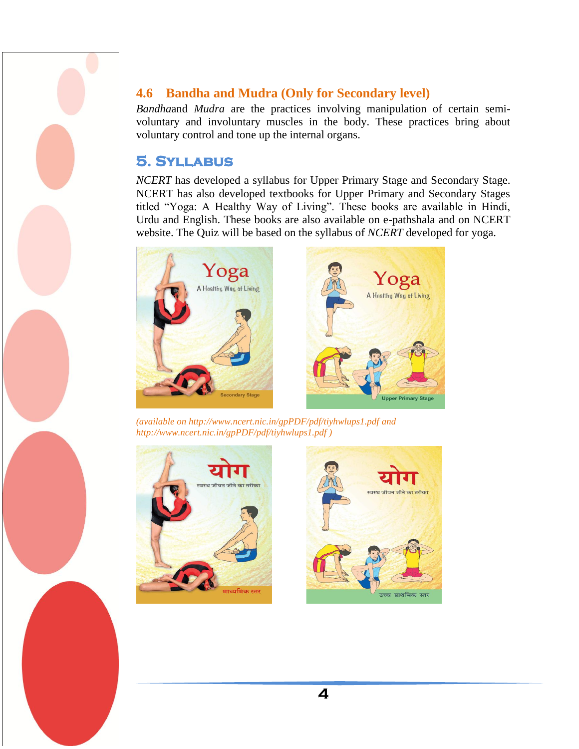## 4.6 Bandha and Mudra (Only for Secondary level)

*Bandha*and *Mudra* are the practices involving manipulation of certain semi-voluntary and involuntary muscles in the body. These practices bring about voluntary control and tone up the internal organs.

# 5. Syllabus

*NCERT* has developed a syllabus for Upper Primary Stage and Secondary Stage. NCERT has also developed textbooks for Upper Primary and Secondary Stages titled "Yoga: A Healthy Way of Living". These books are available in Hindi, Urdu and English. These books are also available on e-pathshala and on NCERT website. The Quiz will be based on the syllabus of *NCERT* developed for yoga.

*(available on http://www.ncert.nic.in/gpPDF/pdf/tiyhwlups1.pdf and http://www.ncert.nic.in/gpPDF/pdf/tiyhwlups1.pdf )*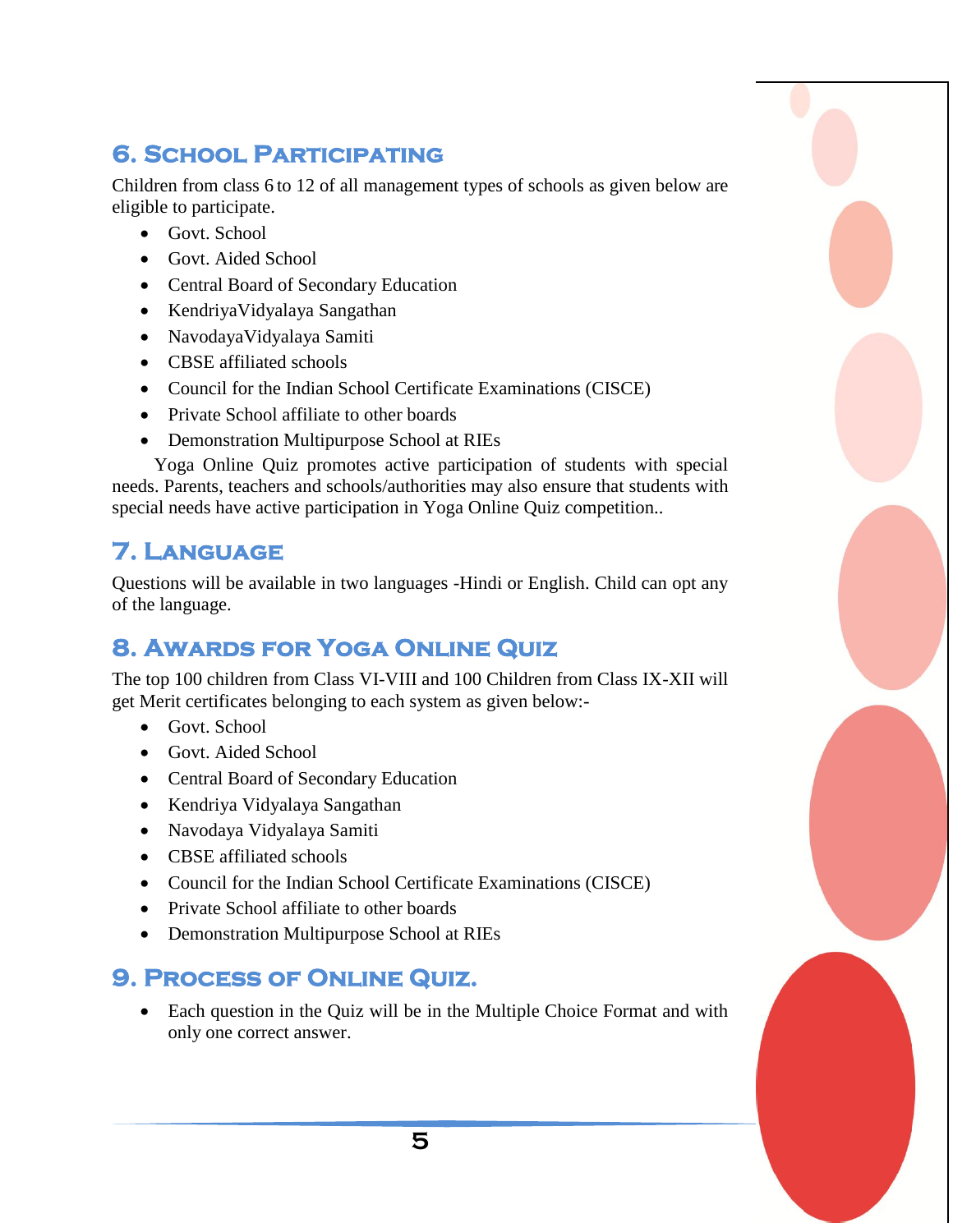## 6. School Participating

Children from class 6 to 12 of all management types of schools as given below are eligible to participate.

- Govt. School
- Govt. Aided School
- Central Board of Secondary Education
- KendriyaVidyalaya Sangathan
- NavodayaVidyalaya Samiti
- CBSE affiliated schools
- Council for the Indian School Certificate Examinations (CISCE)
- Private School affiliate to other boards
- Demonstration Multipurpose School at RIEs

Yoga Online Quiz promotes active participation of students with special needs. Parents, teachers and schools/authorities may also ensure that students with special needs have active participation in Yoga Online Quiz competition..

## 7. Language

Questions will be available in two languages -Hindi or English. Child can opt any of the language.

## 8. Awards for Yoga Online Quiz

The top 100 children from Class VI-VIII and 100 Children from Class IX-XII will get Merit certificates belonging to each system as given below:-

- Govt. School
- Govt. Aided School
- Central Board of Secondary Education
- Kendriya Vidyalaya Sangathan
- Navodaya Vidyalaya Samiti
- CBSE affiliated schools
- Council for the Indian School Certificate Examinations (CISCE)
- Private School affiliate to other boards
- Demonstration Multipurpose School at RIEs

## 9. Process of Online Quiz.

- Each question in the Quiz will be in the Multiple Choice Format and with only one correct answer.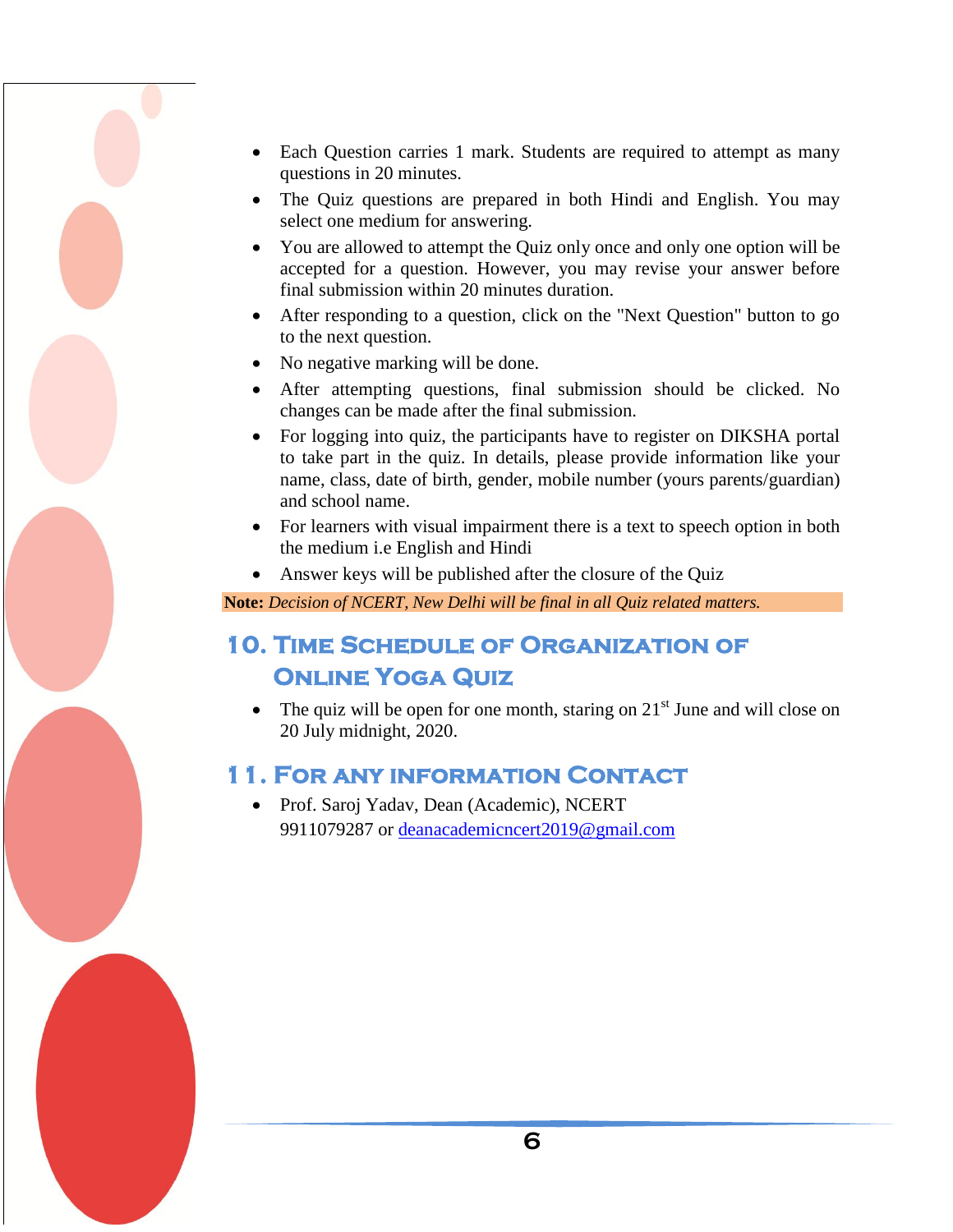- Each Question carries 1 mark. Students are required to attempt as many questions in 20 minutes.
- The Quiz questions are prepared in both Hindi and English. You may select one medium for answering.
- You are allowed to attempt the Quiz only once and only one option will be accepted for a question. However, you may revise your answer before final submission within 20 minutes duration.
- After responding to a question, click on the "Next Question" button to go to the next question.
- No negative marking will be done.
- After attempting questions, final submission should be clicked. No changes can be made after the final submission.
- For logging into quiz, the participants have to register on DIKSHA portal to take part in the quiz. In details, please provide information like your name, class, date of birth, gender, mobile number (yours parents/guardian) and school name.
- For learners with visual impairment there is a text to speech option in both the medium i.e English and Hindi
- Answer keys will be published after the closure of the Quiz

**Note:** *Decision of NCERT, New Delhi will be final in all Quiz related matters.*

## 10. Time Schedule of Organization of Online Yoga Quiz

- The quiz will be open for one month, staring on 21st June and will close on 20 July midnight, 2020.

## 11. For any information Contact

- Prof. Saroj Yadav, Dean (Academic), NCERT
  9911079287 or deanacademicncert2019@gmail.com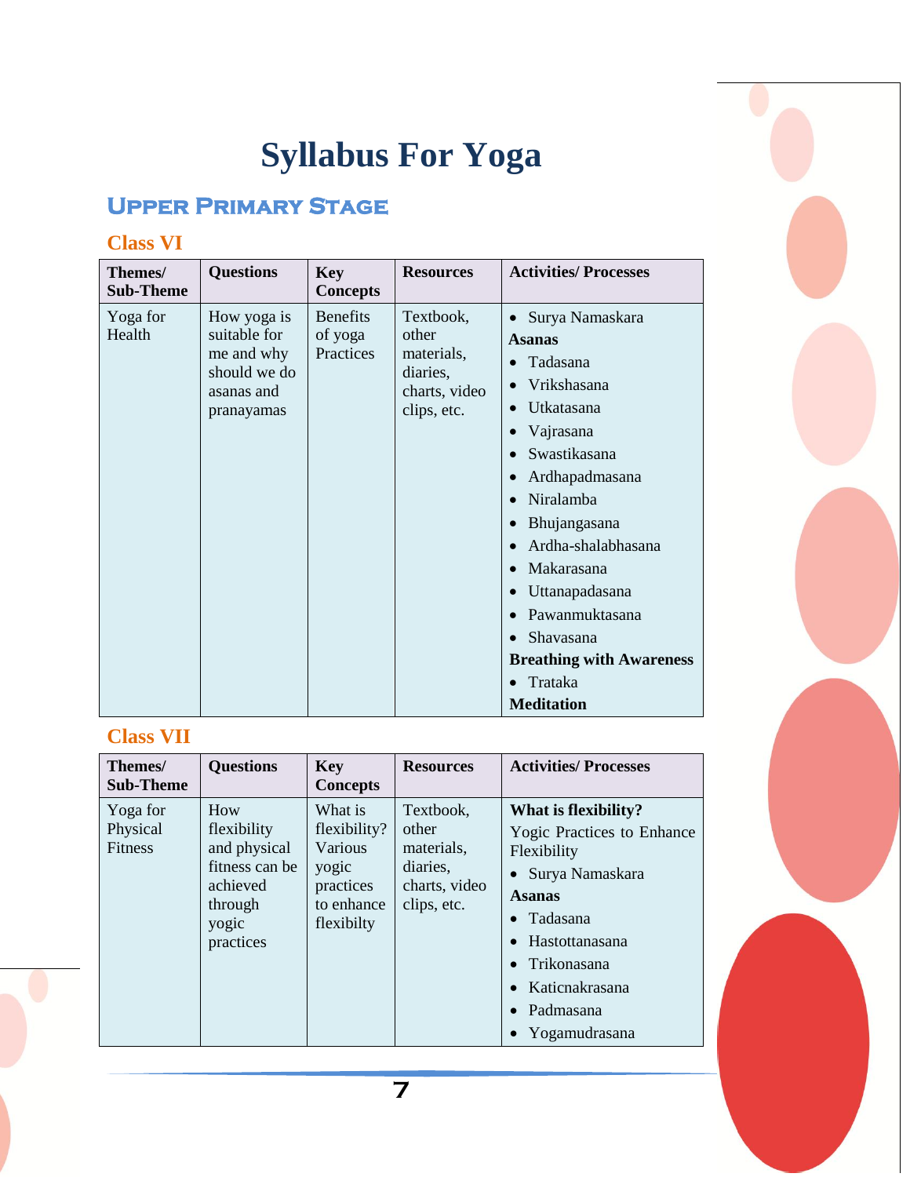# Syllabus For Yoga

## Upper Primary Stage

### Class VI

| Themes/ Sub-Theme | Questions | Key Concepts | Resources | Activities/ Processes |
|---|---|---|---|---|
| Yoga for Health | How yoga is suitable for me and why should we do asanas and pranayamas | Benefits of yoga Practices | Textbook, other materials, diaries, charts, video clips, etc. | • Surya Namaskara<br>**Asanas**<br>• Tadasana<br>• Vrikshasana<br>• Utkatasana<br>• Vajrasana<br>• Swastikasana<br>• Ardhapadmasana<br>• Niralamba<br>• Bhujangasana<br>• Ardha-shalabhasana<br>• Makarasana<br>• Uttanapadasana<br>• Pawanmuktasana<br>• Shavasana<br>**Breathing with Awareness**<br>• Trataka<br>**Meditation** |

### Class VII

| Themes/ Sub-Theme | Questions | Key Concepts | Resources | Activities/ Processes |
|---|---|---|---|---|
| Yoga for Physical Fitness | How flexibility and physical fitness can be achieved through yogic practices | What is flexibility? Various yogic practices to enhance flexibilty | Textbook, other materials, diaries, charts, video clips, etc. | **What is flexibility?**<br>Yogic Practices to Enhance Flexibility<br>• Surya Namaskara<br>**Asanas**<br>• Tadasana<br>• Hastottanasana<br>• Trikonasana<br>• Katicnakrasana<br>• Padmasana<br>• Yogamudrasana |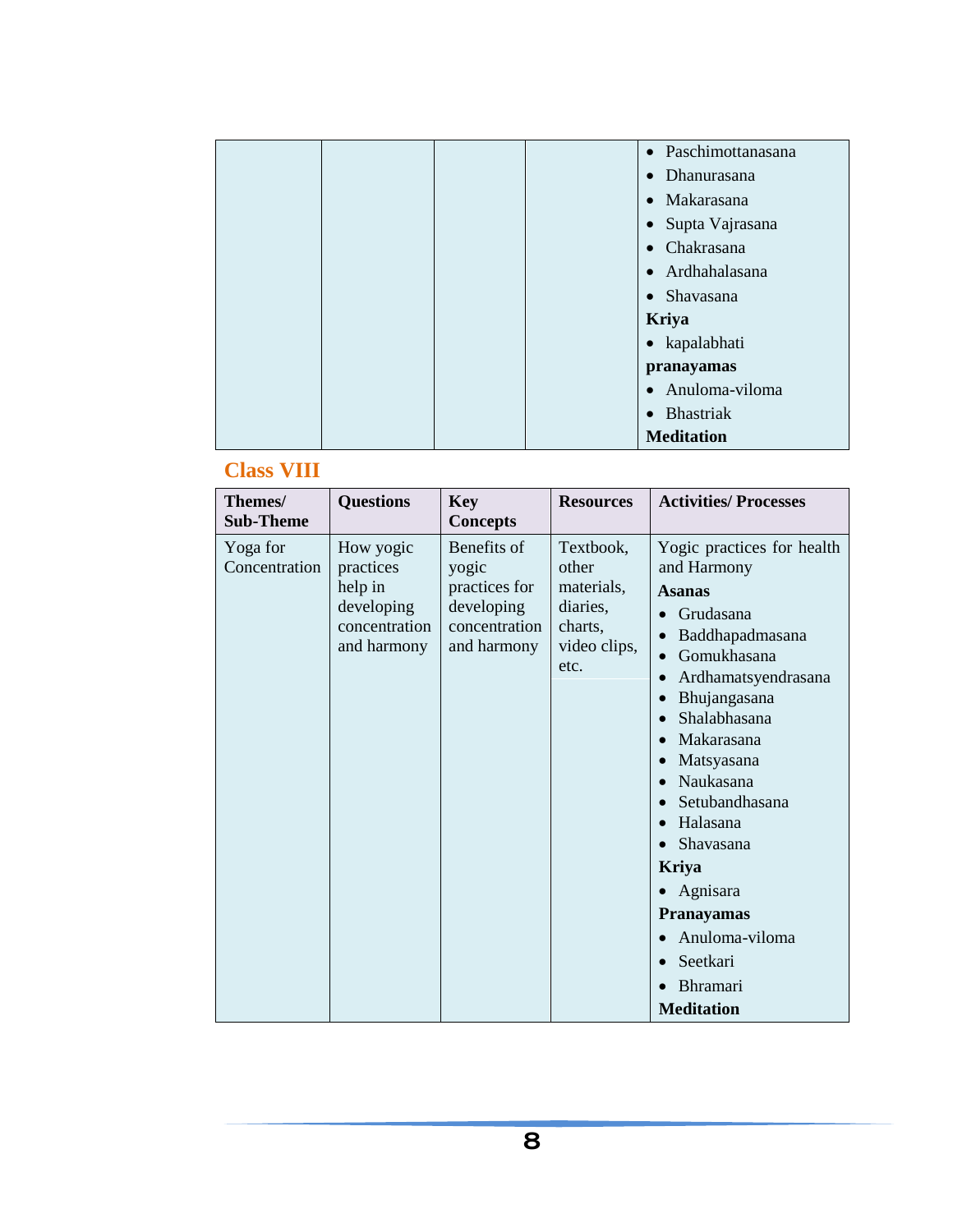| | | | | Activities/ Processes |
|---|---|---|---|---|
| | | | | • Paschimottanasana<br>• Dhanurasana<br>• Makarasana<br>• Supta Vajrasana<br>• Chakrasana<br>• Ardhahalasana<br>• Shavasana<br>**Kriya**<br>• kapalabhati<br>**pranayamas**<br>• Anuloma-viloma<br>• Bhastriak<br>**Meditation** |

## Class VIII

| Themes/ Sub-Theme | Questions | Key Concepts | Resources | Activities/ Processes |
|---|---|---|---|---|
| Yoga for Concentration | How yogic practices help in developing concentration and harmony | Benefits of yogic practices for developing concentration and harmony | Textbook, other materials, diaries, charts, video clips, etc. | Yogic practices for health and Harmony<br>**Asanas**<br>• Grudasana<br>• Baddhapadmasana<br>• Gomukhasana<br>• Ardhamatsyendrasana<br>• Bhujangasana<br>• Shalabhasana<br>• Makarasana<br>• Matsyasana<br>• Naukasana<br>• Setubandhasana<br>• Halasana<br>• Shavasana<br>**Kriya**<br>• Agnisara<br>**Pranayamas**<br>• Anuloma-viloma<br>• Seetkari<br>• Bhramari<br>**Meditation** |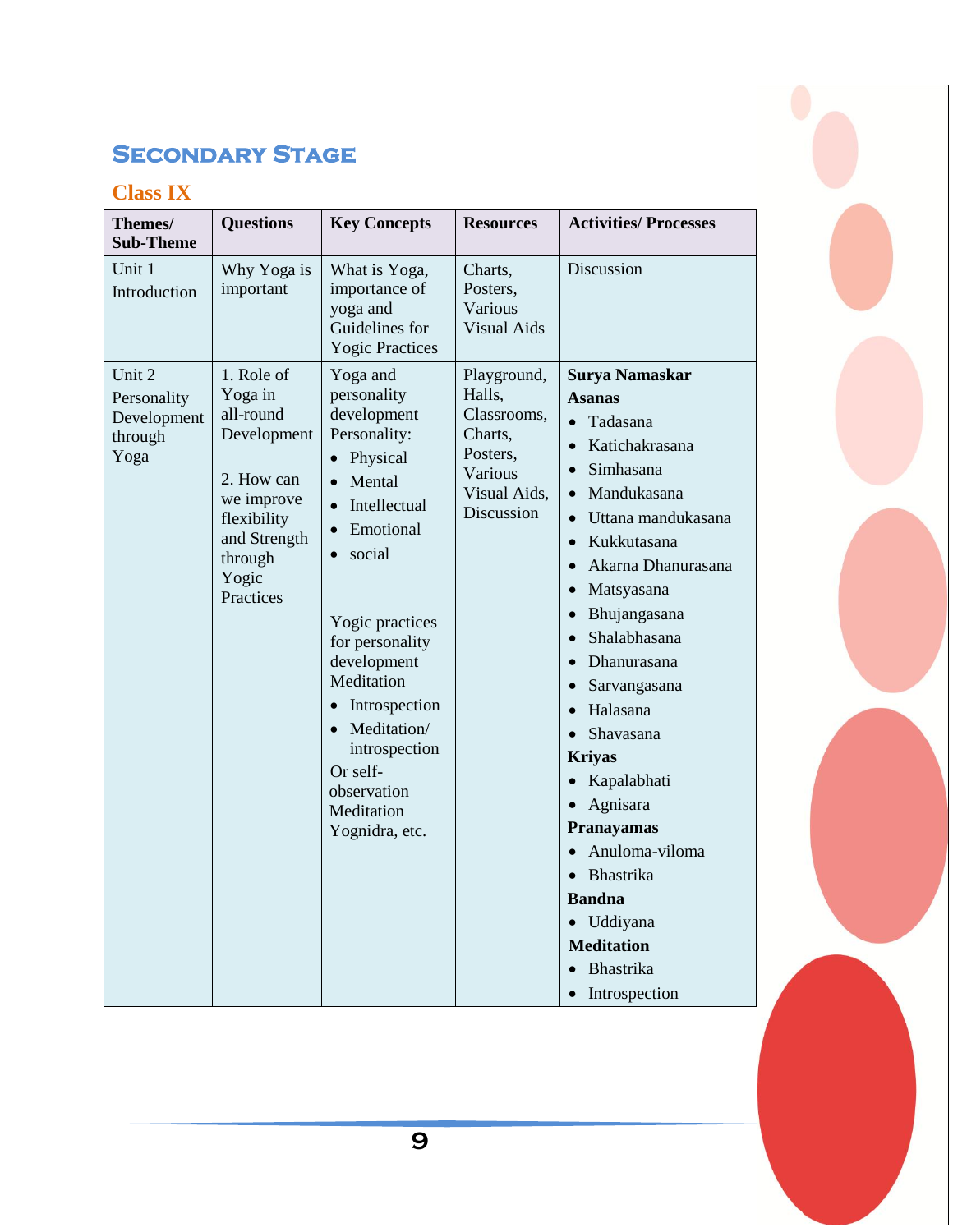## Secondary Stage

### Class IX

| Themes/ Sub-Theme | Questions | Key Concepts | Resources | Activities/ Processes |
|---|---|---|---|---|
| Unit 1 Introduction | Why Yoga is important | What is Yoga, importance of yoga and Guidelines for Yogic Practices | Charts, Posters, Various Visual Aids | Discussion |
| Unit 2 Personality Development through Yoga | 1. Role of Yoga in all-round Development<br><br>2. How can we improve flexibility and Strength through Yogic Practices | Yoga and personality development Personality:<br>• Physical<br>• Mental<br>• Intellectual<br>• Emotional<br>• social<br><br>Yogic practices for personality development Meditation<br>• Introspection<br>• Meditation/ introspection<br>Or self-observation Meditation Yognidra, etc. | Playground, Halls, Classrooms, Charts, Posters, Various Visual Aids, Discussion | **Surya Namaskar**<br>**Asanas**<br>• Tadasana<br>• Katichakrasana<br>• Simhasana<br>• Mandukasana<br>• Uttana mandukasana<br>• Kukkutasana<br>• Akarna Dhanurasana<br>• Matsyasana<br>• Bhujangasana<br>• Shalabhasana<br>• Dhanurasana<br>• Sarvangasana<br>• Halasana<br>• Shavasana<br>**Kriyas**<br>• Kapalabhati<br>• Agnisara<br>**Pranayamas**<br>• Anuloma-viloma<br>• Bhastrika<br>**Bandna**<br>• Uddiyana<br>**Meditation**<br>• Bhastrika<br>• Introspection |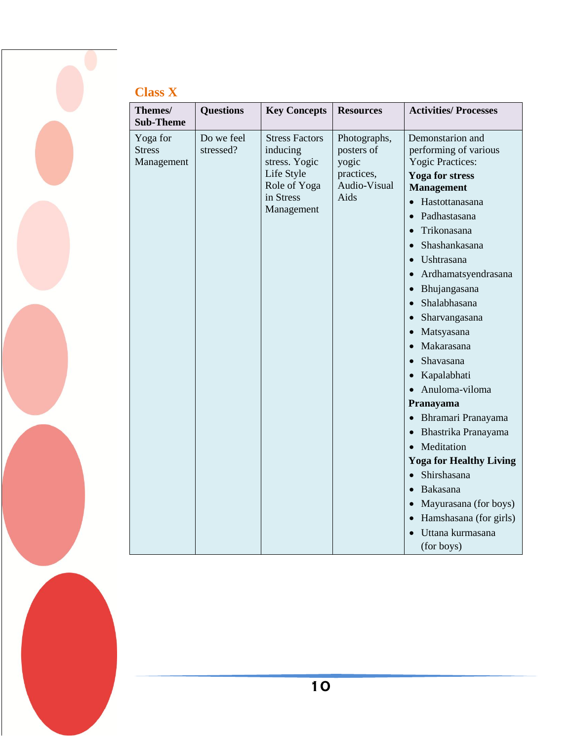## Class X

| Themes/ Sub-Theme | Questions | Key Concepts | Resources | Activities/ Processes |
|---|---|---|---|---|
| Yoga for Stress Management | Do we feel stressed? | Stress Factors inducing stress. Yogic Life Style Role of Yoga in Stress Management | Photographs, posters of yogic practices, Audio-Visual Aids | Demonstation and performing of various Yogic Practices:<br>**Yoga for stress Management**<br>• Hastottanasana<br>• Padhastasana<br>• Trikonasana<br>• Shashankasana<br>• Ushtrasana<br>• Ardhamatsyendrasana<br>• Bhujangasana<br>• Shalabhasana<br>• Sharvangasana<br>• Matsyasana<br>• Makarasana<br>• Shavasana<br>• Kapalabhati<br>• Anuloma-viloma<br>**Pranayama**<br>• Bhramari Pranayama<br>• Bhastrika Pranayama<br>• Meditation<br>**Yoga for Healthy Living**<br>• Shirshasana<br>• Bakasana<br>• Mayurasana (for boys)<br>• Hamshasana (for girls)<br>• Uttana kurmasana (for boys) |